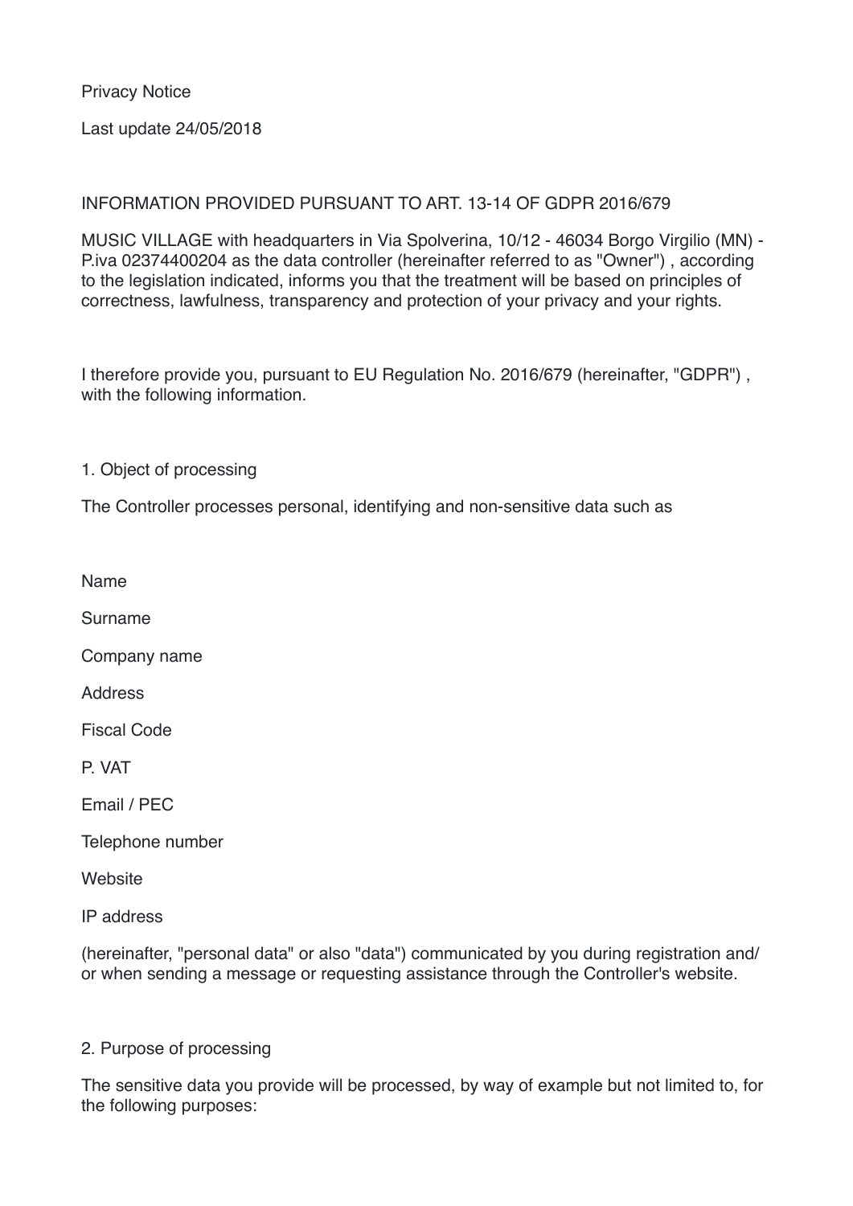# Privacy Notice

Last update 24/05/2018

## INFORMATION PROVIDED PURSUANT TO ART. 13-14 OF GDPR 2016/679

MUSIC VILLAGE with headquarters in Via Spolverina, 10/12 - 46034 Borgo Virgilio (MN) - P.iva 02374400204 as the data controller (hereinafter referred to as "Owner") , according to the legislation indicated, informs you that the treatment will be based on principles of correctness, lawfulness, transparency and protection of your privacy and your rights.

I therefore provide you, pursuant to EU Regulation No. 2016/679 (hereinafter, "GDPR") , with the following information.

### 1. Object of processing

The Controller processes personal, identifying and non-sensitive data such as

Name

Surname

Company name

Address

Fiscal Code

P. VAT

Email / PEC

Telephone number

Website

IP address

(hereinafter, "personal data" or also "data") communicated by you during registration and/ or when sending a message or requesting assistance through the Controller's website.

### 2. Purpose of processing

The sensitive data you provide will be processed, by way of example but not limited to, for the following purposes: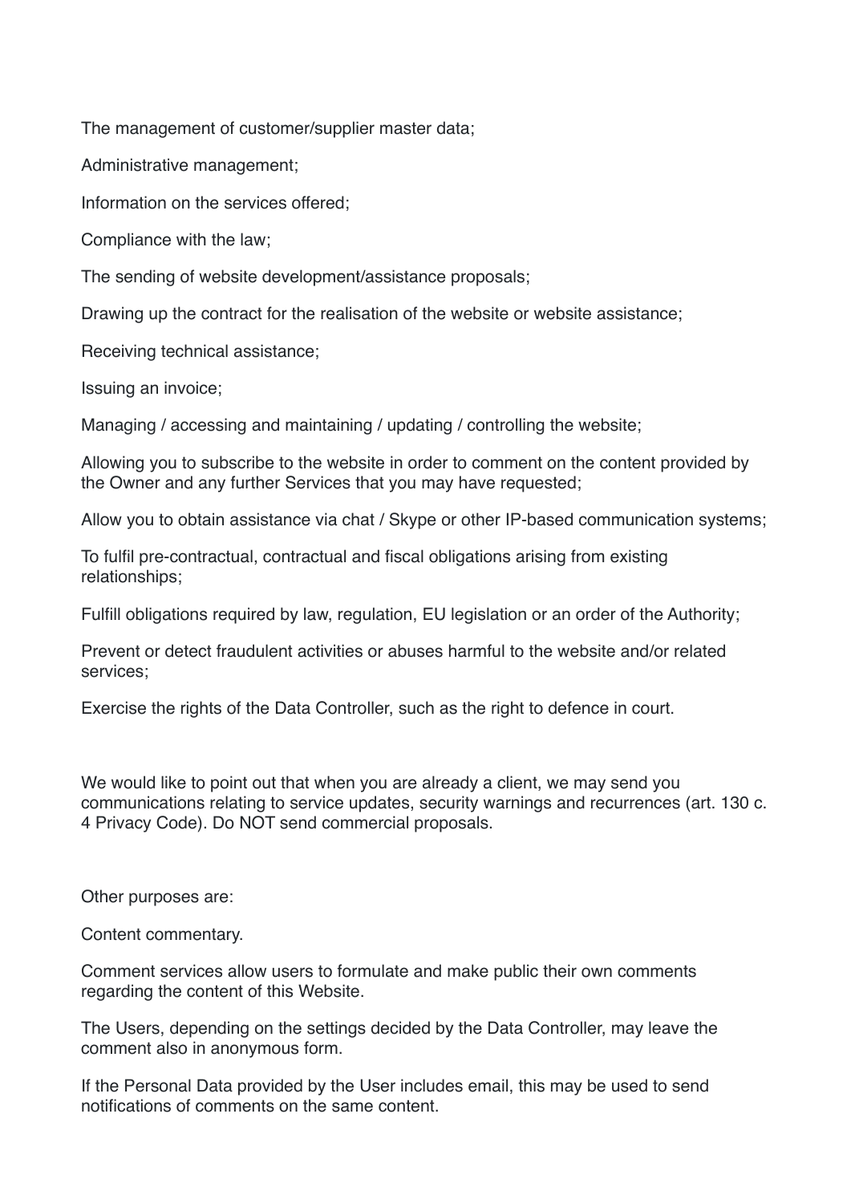The management of customer/supplier master data;

Administrative management;

Information on the services offered;

Compliance with the law;

The sending of website development/assistance proposals;

Drawing up the contract for the realisation of the website or website assistance;

Receiving technical assistance;

Issuing an invoice;

Managing / accessing and maintaining / updating / controlling the website;

Allowing you to subscribe to the website in order to comment on the content provided by the Owner and any further Services that you may have requested;

Allow you to obtain assistance via chat / Skype or other IP-based communication systems;

To fulfil pre-contractual, contractual and fiscal obligations arising from existing relationships;

Fulfill obligations required by law, regulation, EU legislation or an order of the Authority;

Prevent or detect fraudulent activities or abuses harmful to the website and/or related services;

Exercise the rights of the Data Controller, such as the right to defence in court.

We would like to point out that when you are already a client, we may send you communications relating to service updates, security warnings and recurrences (art. 130 c. 4 Privacy Code). Do NOT send commercial proposals.

Other purposes are:

Content commentary.

Comment services allow users to formulate and make public their own comments regarding the content of this Website.

The Users, depending on the settings decided by the Data Controller, may leave the comment also in anonymous form.

If the Personal Data provided by the User includes email, this may be used to send notifications of comments on the same content.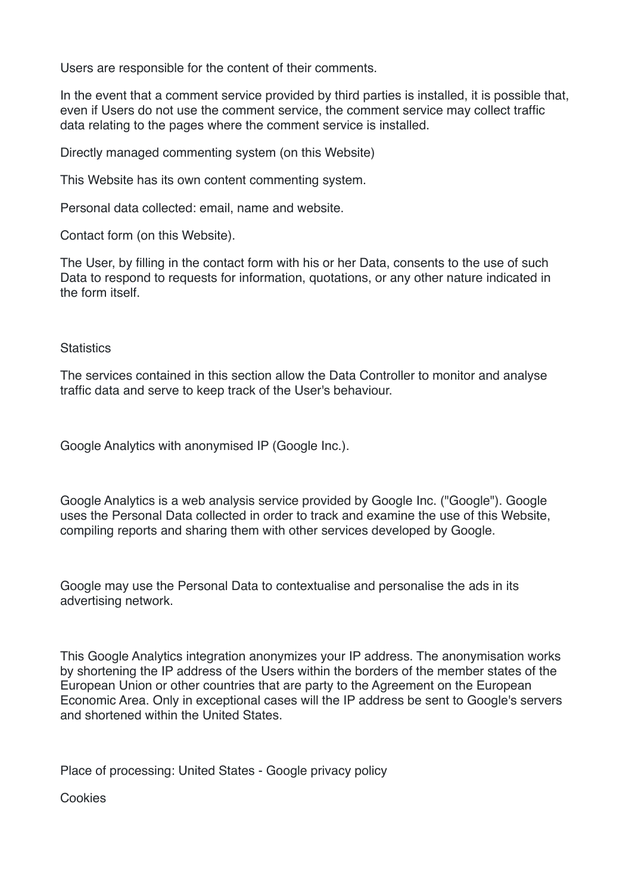Users are responsible for the content of their comments.

In the event that a comment service provided by third parties is installed, it is possible that, even if Users do not use the comment service, the comment service may collect traffic data relating to the pages where the comment service is installed.

Directly managed commenting system (on this Website)

This Website has its own content commenting system.

Personal data collected: email, name and website.

Contact form (on this Website).

The User, by filling in the contact form with his or her Data, consents to the use of such Data to respond to requests for information, quotations, or any other nature indicated in the form itself.

Statistics

The services contained in this section allow the Data Controller to monitor and analyse traffic data and serve to keep track of the User's behaviour.

Google Analytics with anonymised IP (Google Inc.).

Google Analytics is a web analysis service provided by Google Inc. ("Google"). Google uses the Personal Data collected in order to track and examine the use of this Website, compiling reports and sharing them with other services developed by Google.

Google may use the Personal Data to contextualise and personalise the ads in its advertising network.

This Google Analytics integration anonymizes your IP address. The anonymisation works by shortening the IP address of the Users within the borders of the member states of the European Union or other countries that are party to the Agreement on the European Economic Area. Only in exceptional cases will the IP address be sent to Google's servers and shortened within the United States.

Place of processing: United States - Google privacy policy

Cookies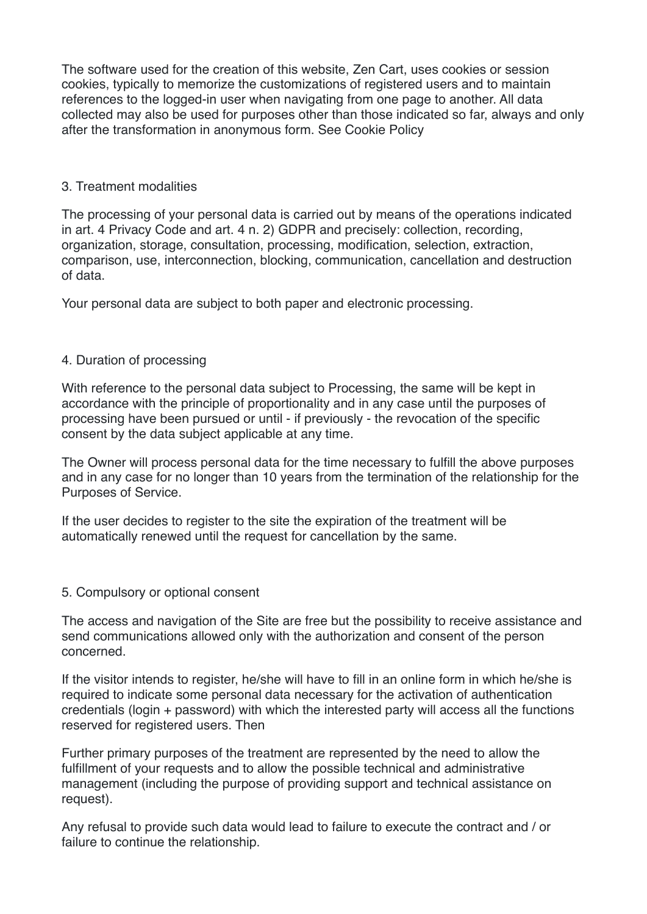The software used for the creation of this website, Zen Cart, uses cookies or session cookies, typically to memorize the customizations of registered users and to maintain references to the logged-in user when navigating from one page to another. All data collected may also be used for purposes other than those indicated so far, always and only after the transformation in anonymous form. See Cookie Policy

## 3. Treatment modalities

The processing of your personal data is carried out by means of the operations indicated in art. 4 Privacy Code and art. 4 n. 2) GDPR and precisely: collection, recording, organization, storage, consultation, processing, modification, selection, extraction, comparison, use, interconnection, blocking, communication, cancellation and destruction of data.

Your personal data are subject to both paper and electronic processing.

## 4. Duration of processing

With reference to the personal data subject to Processing, the same will be kept in accordance with the principle of proportionality and in any case until the purposes of processing have been pursued or until - if previously - the revocation of the specific consent by the data subject applicable at any time.

The Owner will process personal data for the time necessary to fulfill the above purposes and in any case for no longer than 10 years from the termination of the relationship for the Purposes of Service.

If the user decides to register to the site the expiration of the treatment will be automatically renewed until the request for cancellation by the same.

## 5. Compulsory or optional consent

The access and navigation of the Site are free but the possibility to receive assistance and send communications allowed only with the authorization and consent of the person concerned.

If the visitor intends to register, he/she will have to fill in an online form in which he/she is required to indicate some personal data necessary for the activation of authentication credentials (login + password) with which the interested party will access all the functions reserved for registered users. Then

Further primary purposes of the treatment are represented by the need to allow the fulfillment of your requests and to allow the possible technical and administrative management (including the purpose of providing support and technical assistance on request).

Any refusal to provide such data would lead to failure to execute the contract and / or failure to continue the relationship.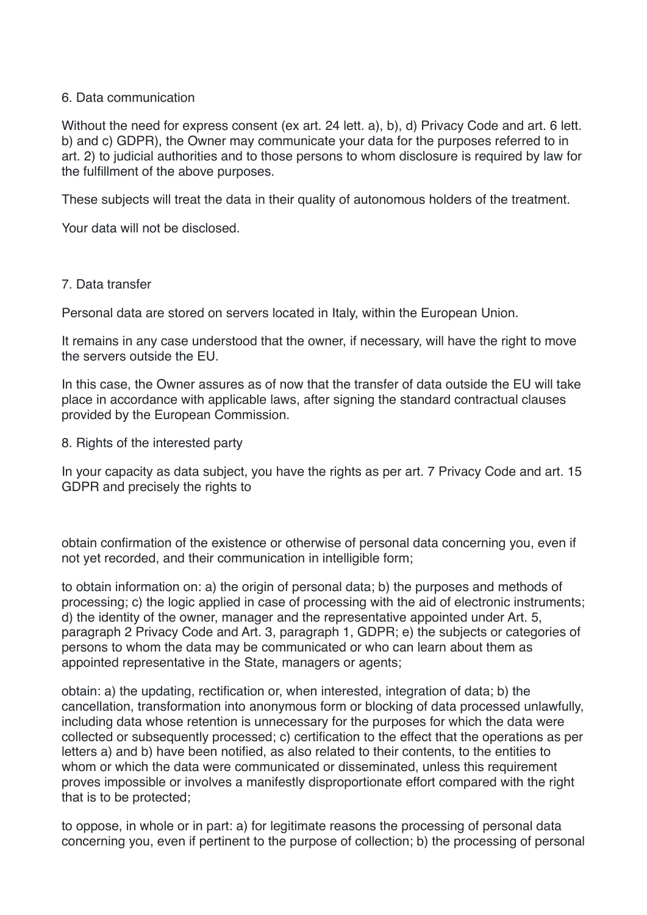## 6. Data communication

Without the need for express consent (ex art. 24 lett. a), b), d) Privacy Code and art. 6 lett. b) and c) GDPR), the Owner may communicate your data for the purposes referred to in art. 2) to judicial authorities and to those persons to whom disclosure is required by law for the fulfillment of the above purposes.

These subjects will treat the data in their quality of autonomous holders of the treatment.

Your data will not be disclosed.

## 7. Data transfer

Personal data are stored on servers located in Italy, within the European Union.

It remains in any case understood that the owner, if necessary, will have the right to move the servers outside the EU.

In this case, the Owner assures as of now that the transfer of data outside the EU will take place in accordance with applicable laws, after signing the standard contractual clauses provided by the European Commission.

## 8. Rights of the interested party

In your capacity as data subject, you have the rights as per art. 7 Privacy Code and art. 15 GDPR and precisely the rights to

obtain confirmation of the existence or otherwise of personal data concerning you, even if not yet recorded, and their communication in intelligible form;

to obtain information on: a) the origin of personal data; b) the purposes and methods of processing; c) the logic applied in case of processing with the aid of electronic instruments; d) the identity of the owner, manager and the representative appointed under Art. 5, paragraph 2 Privacy Code and Art. 3, paragraph 1, GDPR; e) the subjects or categories of persons to whom the data may be communicated or who can learn about them as appointed representative in the State, managers or agents;

obtain: a) the updating, rectification or, when interested, integration of data; b) the cancellation, transformation into anonymous form or blocking of data processed unlawfully, including data whose retention is unnecessary for the purposes for which the data were collected or subsequently processed; c) certification to the effect that the operations as per letters a) and b) have been notified, as also related to their contents, to the entities to whom or which the data were communicated or disseminated, unless this requirement proves impossible or involves a manifestly disproportionate effort compared with the right that is to be protected;

to oppose, in whole or in part: a) for legitimate reasons the processing of personal data concerning you, even if pertinent to the purpose of collection; b) the processing of personal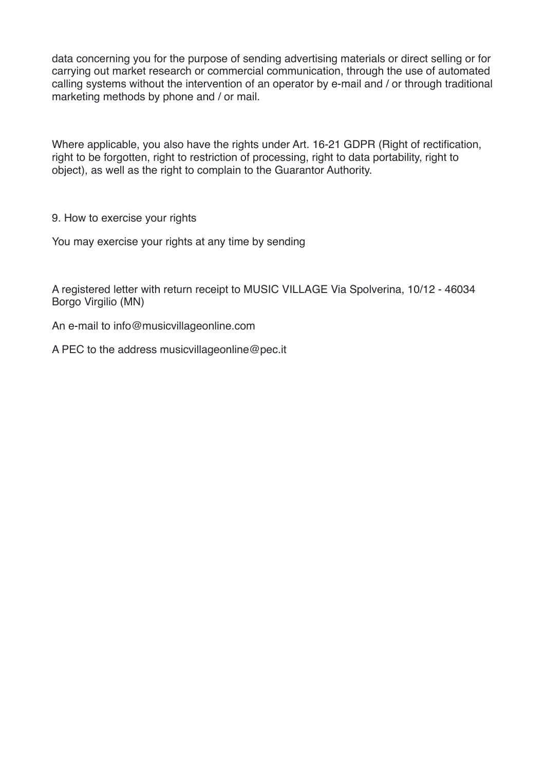data concerning you for the purpose of sending advertising materials or direct selling or for carrying out market research or commercial communication, through the use of automated calling systems without the intervention of an operator by e-mail and / or through traditional marketing methods by phone and / or mail.

Where applicable, you also have the rights under Art. 16-21 GDPR (Right of rectification, right to be forgotten, right to restriction of processing, right to data portability, right to object), as well as the right to complain to the Guarantor Authority.

9. How to exercise your rights

You may exercise your rights at any time by sending

A registered letter with return receipt to MUSIC VILLAGE Via Spolverina, 10/12 - 46034 Borgo Virgilio (MN)

An e-mail to info@musicvillageonline.com

A PEC to the address musicvillageonline@pec.it